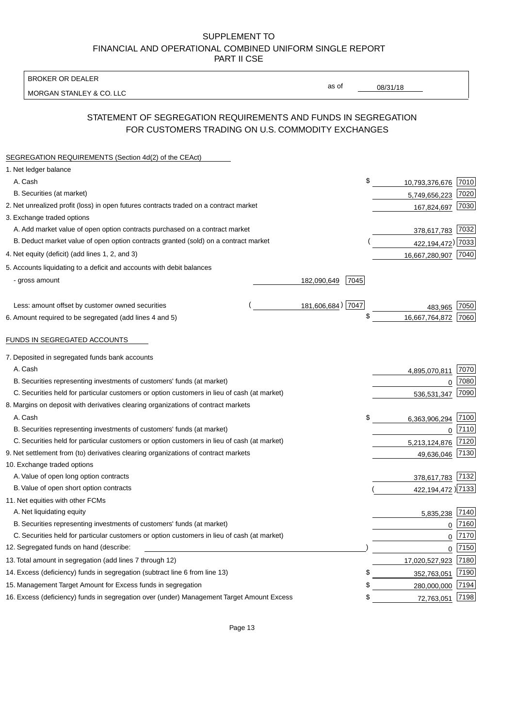SUPPLEMENT TO
FINANCIAL AND OPERATIONAL COMBINED UNIFORM SINGLE REPORT
PART II CSE

BROKER OR DEALER
MORGAN STANLEY & CO. LLC

as of 08/31/18

## STATEMENT OF SEGREGATION REQUIREMENTS AND FUNDS IN SEGREGATION FOR CUSTOMERS TRADING ON U.S. COMMODITY EXCHANGES

| | | | | |
|---|---|---|---|---|
| **SEGREGATION REQUIREMENTS (Section 4d(2) of the CEAct)** | | | | |
| 1. Net ledger balance | | | | |
| A. Cash | | | $ 10,793,376,676 | 7010 |
| B. Securities (at market) | | | 5,749,656,223 | 7020 |
| 2. Net unrealized profit (loss) in open futures contracts traded on a contract market | | | 167,824,697 | 7030 |
| 3. Exchange traded options | | | | |
| A. Add market value of open option contracts purchased on a contract market | | | 378,617,783 | 7032 |
| B. Deduct market value of open option contracts granted (sold) on a contract market | | | (422,194,472) | 7033 |
| 4. Net equity (deficit) (add lines 1, 2, and 3) | | | 16,667,280,907 | 7040 |
| 5. Accounts liquidating to a deficit and accounts with debit balances | | | | |
| - gross amount | 182,090,649 | 7045 | | |
| Less: amount offset by customer owned securities | (181,606,684) | 7047 | 483,965 | 7050 |
| 6. Amount required to be segregated (add lines 4 and 5) | | | $ 16,667,764,872 | 7060 |
| **FUNDS IN SEGREGATED ACCOUNTS** | | | | |
| 7. Deposited in segregated funds bank accounts | | | | |
| A. Cash | | | 4,895,070,811 | 7070 |
| B. Securities representing investments of customers' funds (at market) | | | 0 | 7080 |
| C. Securities held for particular customers or option customers in lieu of cash (at market) | | | 536,531,347 | 7090 |
| 8. Margins on deposit with derivatives clearing organizations of contract markets | | | | |
| A. Cash | | | $ 6,363,906,294 | 7100 |
| B. Securities representing investments of customers' funds (at market) | | | 0 | 7110 |
| C. Securities held for particular customers or option customers in lieu of cash (at market) | | | 5,213,124,876 | 7120 |
| 9. Net settlement from (to) derivatives clearing organizations of contract markets | | | 49,636,046 | 7130 |
| 10. Exchange traded options | | | | |
| A. Value of open long option contracts | | | 378,617,783 | 7132 |
| B. Value of open short option contracts | | | (422,194,472) | 7133 |
| 11. Net equities with other FCMs | | | | |
| A. Net liquidating equity | | | 5,835,238 | 7140 |
| B. Securities representing investments of customers' funds (at market) | | | 0 | 7160 |
| C. Securities held for particular customers or option customers in lieu of cash (at market) | | | 0 | 7170 |
| 12. Segregated funds on hand (describe: ) | | | 0 | 7150 |
| 13. Total amount in segregation (add lines 7 through 12) | | | 17,020,527,923 | 7180 |
| 14. Excess (deficiency) funds in segregation (subtract line 6 from line 13) | | | $ 352,763,051 | 7190 |
| 15. Management Target Amount for Excess funds in segregation | | | $ 280,000,000 | 7194 |
| 16. Excess (deficiency) funds in segregation over (under) Management Target Amount Excess | | | $ 72,763,051 | 7198 |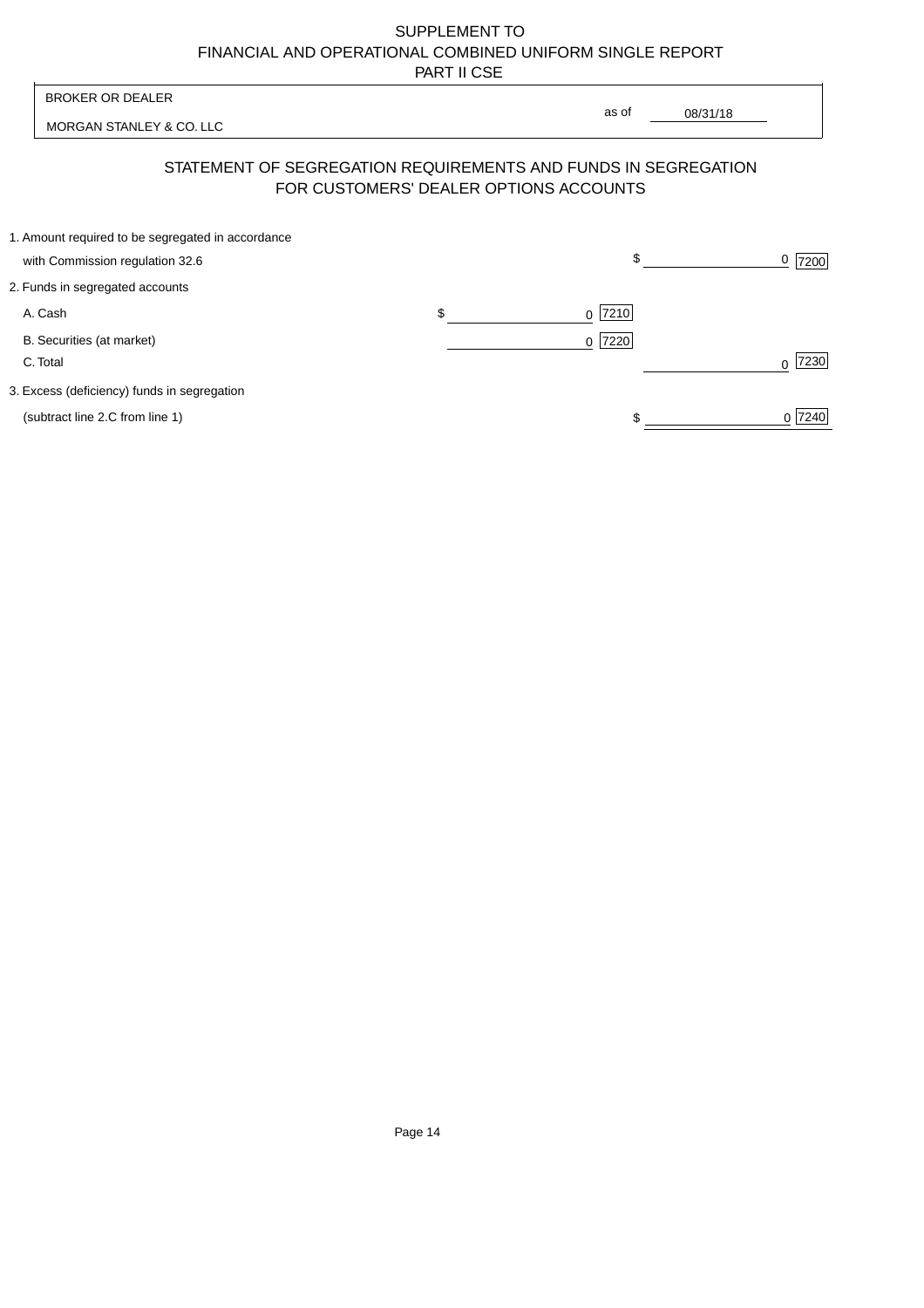SUPPLEMENT TO
FINANCIAL AND OPERATIONAL COMBINED UNIFORM SINGLE REPORT
PART II CSE

| BROKER OR DEALER | | |
|---|---|---|
| MORGAN STANLEY & CO. LLC | as of | 08/31/18 |

## STATEMENT OF SEGREGATION REQUIREMENTS AND FUNDS IN SEGREGATION FOR CUSTOMERS' DEALER OPTIONS ACCOUNTS

| | | |
|---|---|---|
| 1. Amount required to be segregated in accordance with Commission regulation 32.6 | | $ 0 [7200] |
| 2. Funds in segregated accounts | | |
| A. Cash | $ 0 [7210] | |
| B. Securities (at market) | 0 [7220] | |
| C. Total | | 0 [7230] |
| 3. Excess (deficiency) funds in segregation (subtract line 2.C from line 1) | | $ 0 [7240] |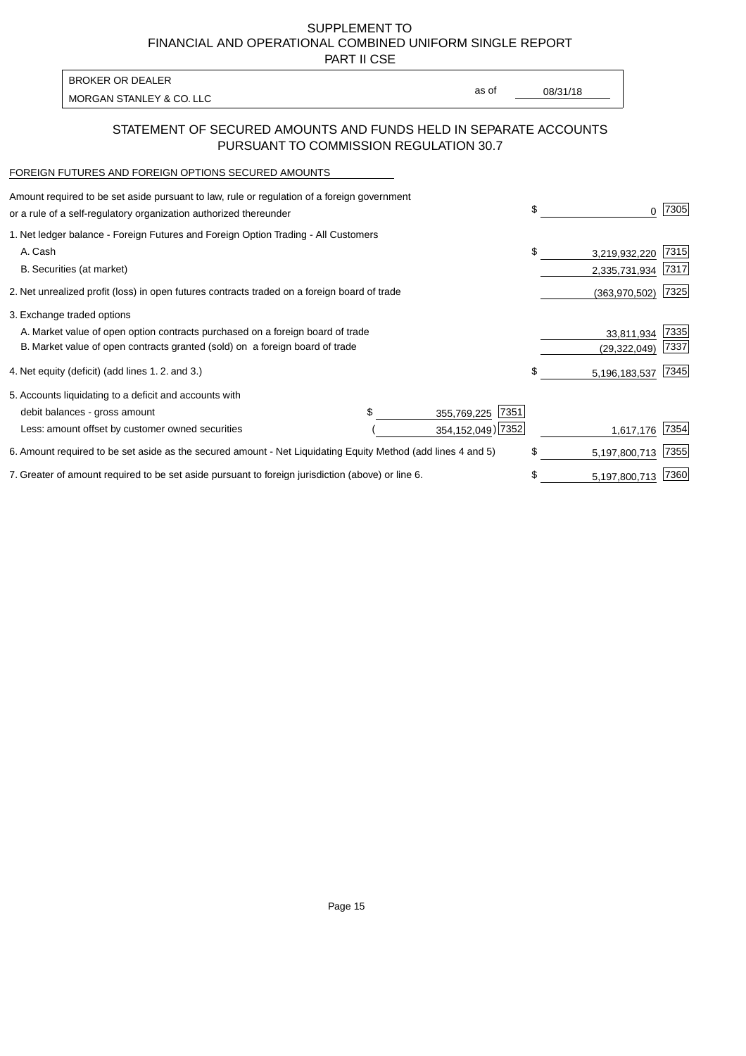SUPPLEMENT TO
FINANCIAL AND OPERATIONAL COMBINED UNIFORM SINGLE REPORT
PART II CSE

| BROKER OR DEALER | | |
|---|---|---|
| MORGAN STANLEY & CO. LLC | as of | 08/31/18 |

## STATEMENT OF SECURED AMOUNTS AND FUNDS HELD IN SEPARATE ACCOUNTS PURSUANT TO COMMISSION REGULATION 30.7

FOREIGN FUTURES AND FOREIGN OPTIONS SECURED AMOUNTS

| | | | | |
|---|---|---|---|---|
| Amount required to be set aside pursuant to law, rule or regulation of a foreign government or a rule of a self-regulatory organization authorized thereunder | | | $ 0 | 7305 |
| 1. Net ledger balance - Foreign Futures and Foreign Option Trading - All Customers | | | | |
| A. Cash | | | $ 3,219,932,220 | 7315 |
| B. Securities (at market) | | | 2,335,731,934 | 7317 |
| 2. Net unrealized profit (loss) in open futures contracts traded on a foreign board of trade | | | (363,970,502) | 7325 |
| 3. Exchange traded options | | | | |
| A. Market value of open option contracts purchased on a foreign board of trade | | | 33,811,934 | 7335 |
| B. Market value of open contracts granted (sold) on a foreign board of trade | | | (29,322,049) | 7337 |
| 4. Net equity (deficit) (add lines 1. 2. and 3.) | | | $ 5,196,183,537 | 7345 |
| 5. Accounts liquidating to a deficit and accounts with | | | | |
| debit balances - gross amount | $ 355,769,225 | 7351 | | |
| Less: amount offset by customer owned securities | ( 354,152,049) | 7352 | 1,617,176 | 7354 |
| 6. Amount required to be set aside as the secured amount - Net Liquidating Equity Method (add lines 4 and 5) | | | $ 5,197,800,713 | 7355 |
| 7. Greater of amount required to be set aside pursuant to foreign jurisdiction (above) or line 6. | | | $ 5,197,800,713 | 7360 |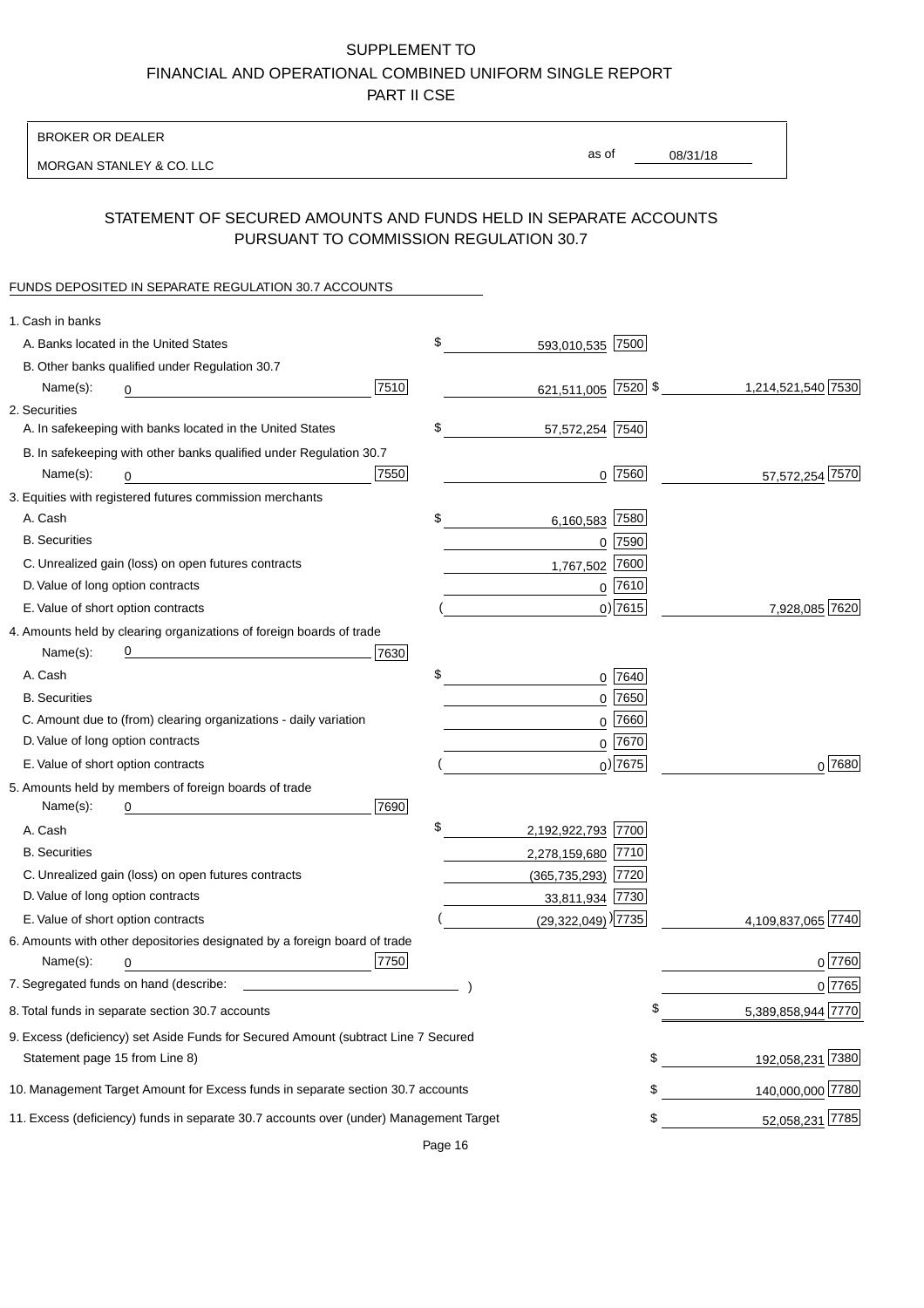# SUPPLEMENT TO
# FINANCIAL AND OPERATIONAL COMBINED UNIFORM SINGLE REPORT
# PART II CSE

BROKER OR DEALER

MORGAN STANLEY & CO. LLC

as of 08/31/18

## STATEMENT OF SECURED AMOUNTS AND FUNDS HELD IN SEPARATE ACCOUNTS PURSUANT TO COMMISSION REGULATION 30.7

FUNDS DEPOSITED IN SEPARATE REGULATION 30.7 ACCOUNTS

| | | | | |
|---|---|---|---|---|
| 1. Cash in banks | | | | |
| A. Banks located in the United States | | $ 593,010,535 | 7500 | |
| B. Other banks qualified under Regulation 30.7 Name(s): 0 | 7510 | 621,511,005 | 7520 | $ 1,214,521,540 7530 |
| 2. Securities | | | | |
| A. In safekeeping with banks located in the United States | | $ 57,572,254 | 7540 | |
| B. In safekeeping with other banks qualified under Regulation 30.7 Name(s): 0 | 7550 | 0 | 7560 | 57,572,254 7570 |
| 3. Equities with registered futures commission merchants | | | | |
| A. Cash | | $ 6,160,583 | 7580 | |
| B. Securities | | 0 | 7590 | |
| C. Unrealized gain (loss) on open futures contracts | | 1,767,502 | 7600 | |
| D. Value of long option contracts | | 0 | 7610 | |
| E. Value of short option contracts | | ( 0) | 7615 | 7,928,085 7620 |
| 4. Amounts held by clearing organizations of foreign boards of trade Name(s): 0 | 7630 | | | |
| A. Cash | | $ 0 | 7640 | |
| B. Securities | | 0 | 7650 | |
| C. Amount due to (from) clearing organizations - daily variation | | 0 | 7660 | |
| D. Value of long option contracts | | 0 | 7670 | |
| E. Value of short option contracts | | ( 0) | 7675 | 0 7680 |
| 5. Amounts held by members of foreign boards of trade Name(s): 0 | 7690 | | | |
| A. Cash | | $ 2,192,922,793 | 7700 | |
| B. Securities | | 2,278,159,680 | 7710 | |
| C. Unrealized gain (loss) on open futures contracts | | (365,735,293) | 7720 | |
| D. Value of long option contracts | | 33,811,934 | 7730 | |
| E. Value of short option contracts | | ( (29,322,049) ) | 7735 | 4,109,837,065 7740 |
| 6. Amounts with other depositories designated by a foreign board of trade Name(s): 0 | 7750 | | | 0 7760 |
| 7. Segregated funds on hand (describe: ) | | | | 0 7765 |
| 8. Total funds in separate section 30.7 accounts | | | | $ 5,389,858,944 7770 |
| 9. Excess (deficiency) set Aside Funds for Secured Amount (subtract Line 7 Secured Statement page 15 from Line 8) | | | | $ 192,058,231 7380 |
| 10. Management Target Amount for Excess funds in separate section 30.7 accounts | | | | $ 140,000,000 7780 |
| 11. Excess (deficiency) funds in separate 30.7 accounts over (under) Management Target | | | | $ 52,058,231 7785 |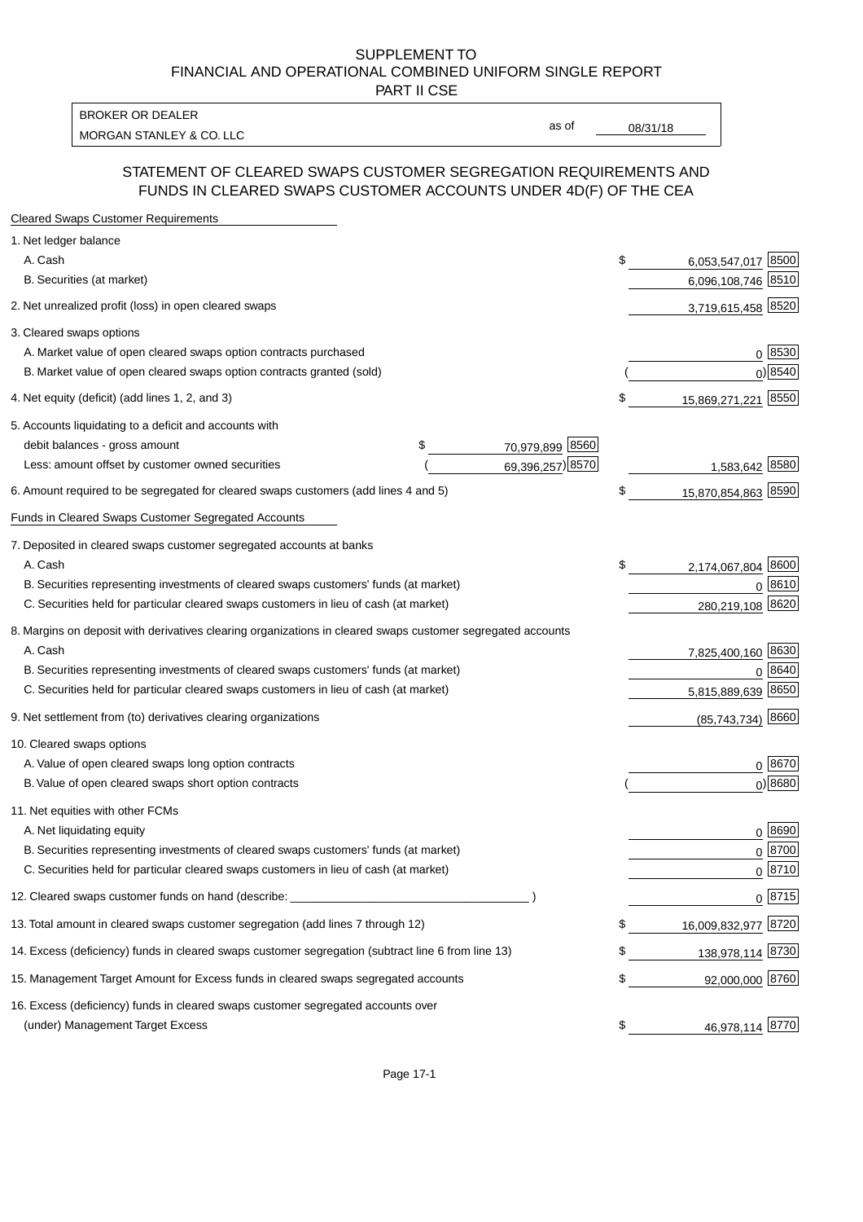SUPPLEMENT TO
FINANCIAL AND OPERATIONAL COMBINED UNIFORM SINGLE REPORT
PART II CSE

| | |
|---|---|
| BROKER OR DEALER<br>MORGAN STANLEY & CO. LLC | as of 08/31/18 |

## STATEMENT OF CLEARED SWAPS CUSTOMER SEGREGATION REQUIREMENTS AND FUNDS IN CLEARED SWAPS CUSTOMER ACCOUNTS UNDER 4D(F) OF THE CEA

| | | | |
|---|---|---|---|
| **Cleared Swaps Customer Requirements** | | | |
| 1. Net ledger balance | | | |
| A. Cash | | $ 6,053,547,017 | 8500 |
| B. Securities (at market) | | 6,096,108,746 | 8510 |
| 2. Net unrealized profit (loss) in open cleared swaps | | 3,719,615,458 | 8520 |
| 3. Cleared swaps options | | | |
| A. Market value of open cleared swaps option contracts purchased | | 0 | 8530 |
| B. Market value of open cleared swaps option contracts granted (sold) | | ( 0) | 8540 |
| 4. Net equity (deficit) (add lines 1, 2, and 3) | | $ 15,869,271,221 | 8550 |
| 5. Accounts liquidating to a deficit and accounts with | | | |
| debit balances - gross amount | $ 70,979,899 8560 | | |
| Less: amount offset by customer owned securities | ( 69,396,257) 8570 | 1,583,642 | 8580 |
| 6. Amount required to be segregated for cleared swaps customers (add lines 4 and 5) | | $ 15,870,854,863 | 8590 |
| **Funds in Cleared Swaps Customer Segregated Accounts** | | | |
| 7. Deposited in cleared swaps customer segregated accounts at banks | | | |
| A. Cash | | $ 2,174,067,804 | 8600 |
| B. Securities representing investments of cleared swaps customers' funds (at market) | | 0 | 8610 |
| C. Securities held for particular cleared swaps customers in lieu of cash (at market) | | 280,219,108 | 8620 |
| 8. Margins on deposit with derivatives clearing organizations in cleared swaps customer segregated accounts | | | |
| A. Cash | | 7,825,400,160 | 8630 |
| B. Securities representing investments of cleared swaps customers' funds (at market) | | 0 | 8640 |
| C. Securities held for particular cleared swaps customers in lieu of cash (at market) | | 5,815,889,639 | 8650 |
| 9. Net settlement from (to) derivatives clearing organizations | | (85,743,734) | 8660 |
| 10. Cleared swaps options | | | |
| A. Value of open cleared swaps long option contracts | | 0 | 8670 |
| B. Value of open cleared swaps short option contracts | | ( 0) | 8680 |
| 11. Net equities with other FCMs | | | |
| A. Net liquidating equity | | 0 | 8690 |
| B. Securities representing investments of cleared swaps customers' funds (at market) | | 0 | 8700 |
| C. Securities held for particular cleared swaps customers in lieu of cash (at market) | | 0 | 8710 |
| 12. Cleared swaps customer funds on hand (describe: ____________ ) | | 0 | 8715 |
| 13. Total amount in cleared swaps customer segregation (add lines 7 through 12) | | $ 16,009,832,977 | 8720 |
| 14. Excess (deficiency) funds in cleared swaps customer segregation (subtract line 6 from line 13) | | $ 138,978,114 | 8730 |
| 15. Management Target Amount for Excess funds in cleared swaps segregated accounts | | $ 92,000,000 | 8760 |
| 16. Excess (deficiency) funds in cleared swaps customer segregated accounts over (under) Management Target Excess | | $ 46,978,114 | 8770 |

Page 17-1